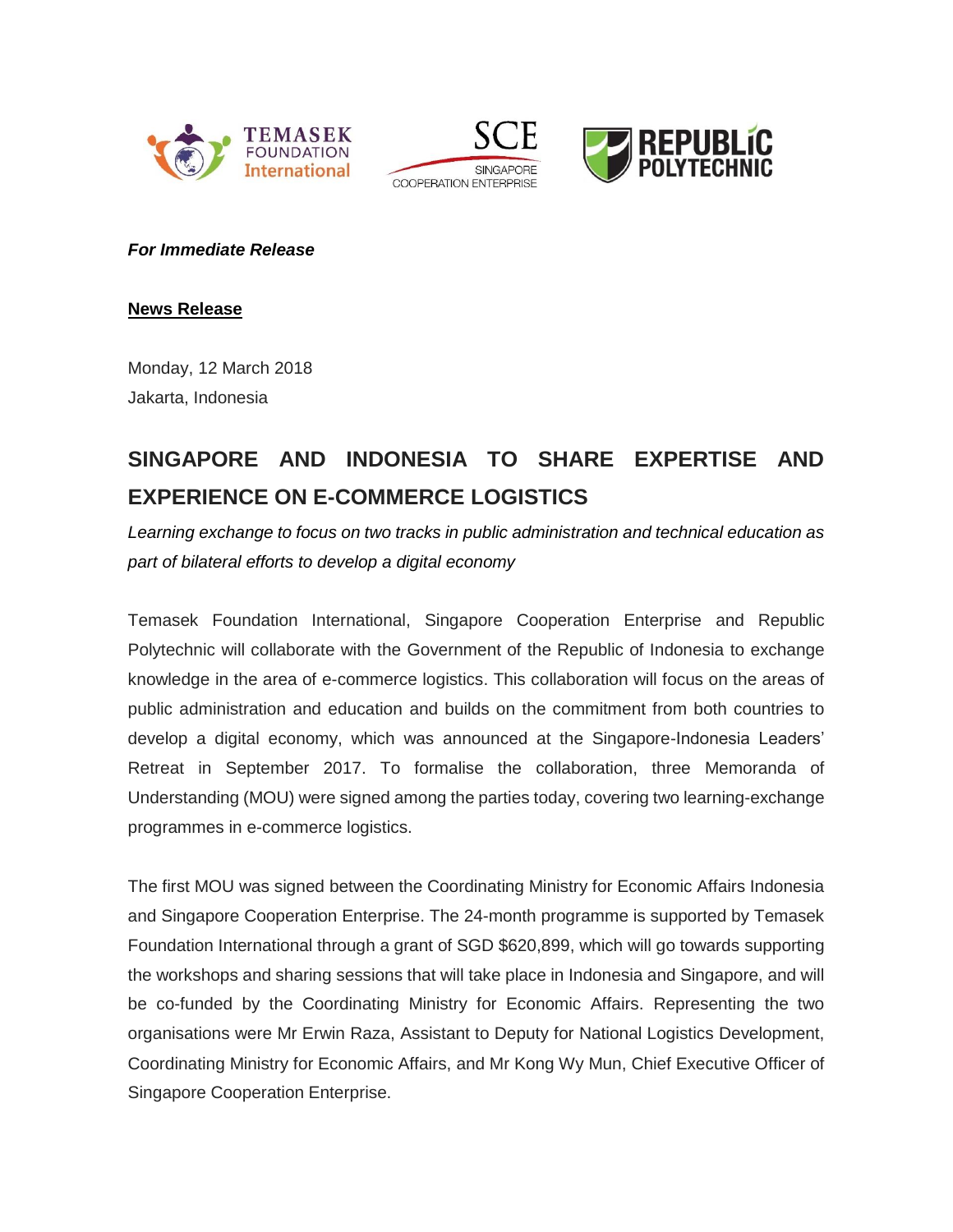*For Immediate Release*

**News Release**

Monday, 12 March 2018
Jakarta, Indonesia

# SINGAPORE AND INDONESIA TO SHARE EXPERTISE AND EXPERIENCE ON E-COMMERCE LOGISTICS

*Learning exchange to focus on two tracks in public administration and technical education as part of bilateral efforts to develop a digital economy*

Temasek Foundation International, Singapore Cooperation Enterprise and Republic Polytechnic will collaborate with the Government of the Republic of Indonesia to exchange knowledge in the area of e-commerce logistics. This collaboration will focus on the areas of public administration and education and builds on the commitment from both countries to develop a digital economy, which was announced at the Singapore-Indonesia Leaders' Retreat in September 2017. To formalise the collaboration, three Memoranda of Understanding (MOU) were signed among the parties today, covering two learning-exchange programmes in e-commerce logistics.

The first MOU was signed between the Coordinating Ministry for Economic Affairs Indonesia and Singapore Cooperation Enterprise. The 24-month programme is supported by Temasek Foundation International through a grant of SGD $620,899, which will go towards supporting the workshops and sharing sessions that will take place in Indonesia and Singapore, and will be co-funded by the Coordinating Ministry for Economic Affairs. Representing the two organisations were Mr Erwin Raza, Assistant to Deputy for National Logistics Development, Coordinating Ministry for Economic Affairs, and Mr Kong Wy Mun, Chief Executive Officer of Singapore Cooperation Enterprise.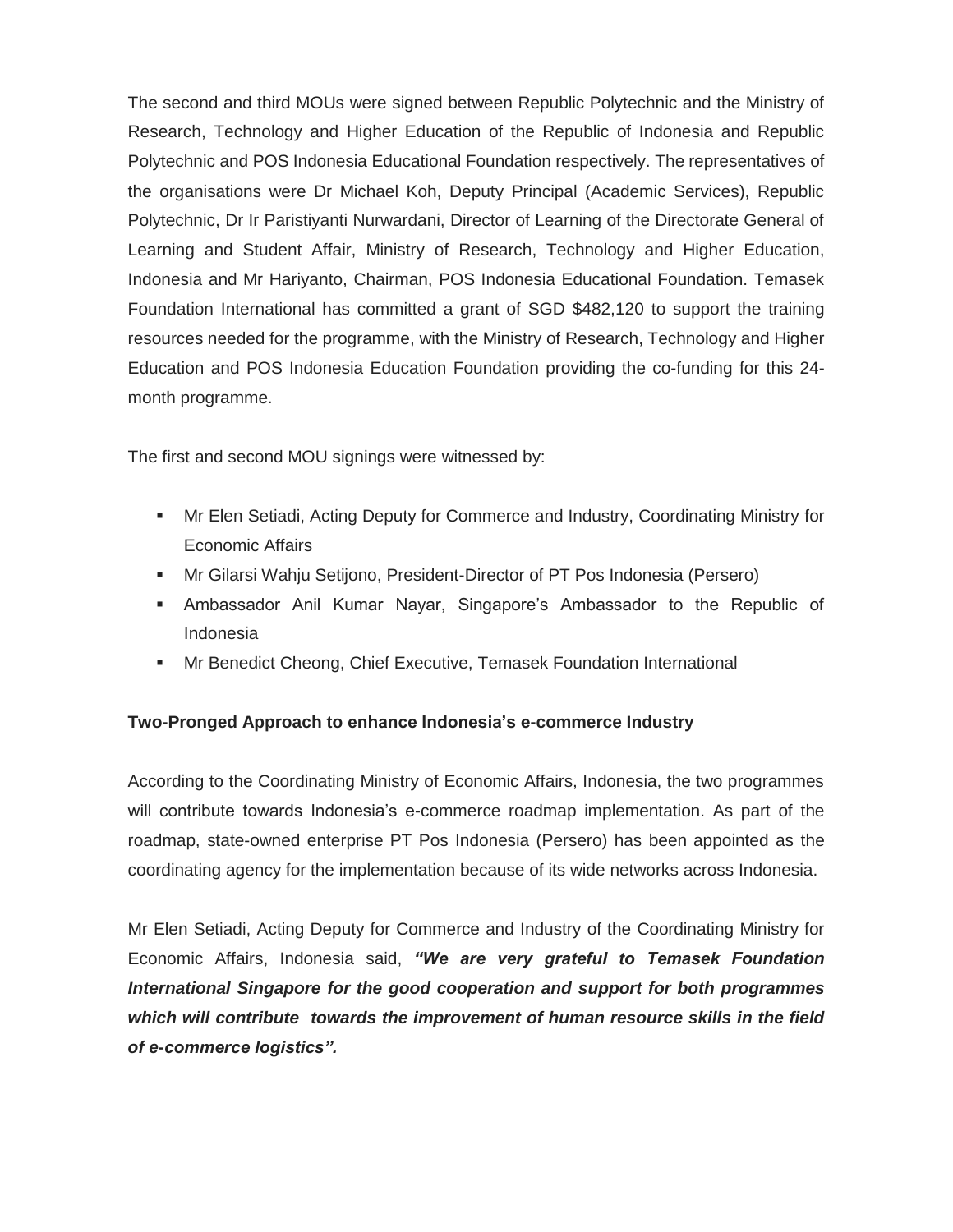The second and third MOUs were signed between Republic Polytechnic and the Ministry of Research, Technology and Higher Education of the Republic of Indonesia and Republic Polytechnic and POS Indonesia Educational Foundation respectively. The representatives of the organisations were Dr Michael Koh, Deputy Principal (Academic Services), Republic Polytechnic, Dr Ir Paristiyanti Nurwardani, Director of Learning of the Directorate General of Learning and Student Affair, Ministry of Research, Technology and Higher Education, Indonesia and Mr Hariyanto, Chairman, POS Indonesia Educational Foundation. Temasek Foundation International has committed a grant of SGD $482,120 to support the training resources needed for the programme, with the Ministry of Research, Technology and Higher Education and POS Indonesia Education Foundation providing the co-funding for this 24-month programme.

The first and second MOU signings were witnessed by:

- Mr Elen Setiadi, Acting Deputy for Commerce and Industry, Coordinating Ministry for Economic Affairs
- Mr Gilarsi Wahju Setijono, President-Director of PT Pos Indonesia (Persero)
- Ambassador Anil Kumar Nayar, Singapore's Ambassador to the Republic of Indonesia
- Mr Benedict Cheong, Chief Executive, Temasek Foundation International

**Two-Pronged Approach to enhance Indonesia's e-commerce Industry**

According to the Coordinating Ministry of Economic Affairs, Indonesia, the two programmes will contribute towards Indonesia's e-commerce roadmap implementation. As part of the roadmap, state-owned enterprise PT Pos Indonesia (Persero) has been appointed as the coordinating agency for the implementation because of its wide networks across Indonesia.

Mr Elen Setiadi, Acting Deputy for Commerce and Industry of the Coordinating Ministry for Economic Affairs, Indonesia said, ***"We are very grateful to Temasek Foundation International Singapore for the good cooperation and support for both programmes which will contribute towards the improvement of human resource skills in the field of e-commerce logistics".***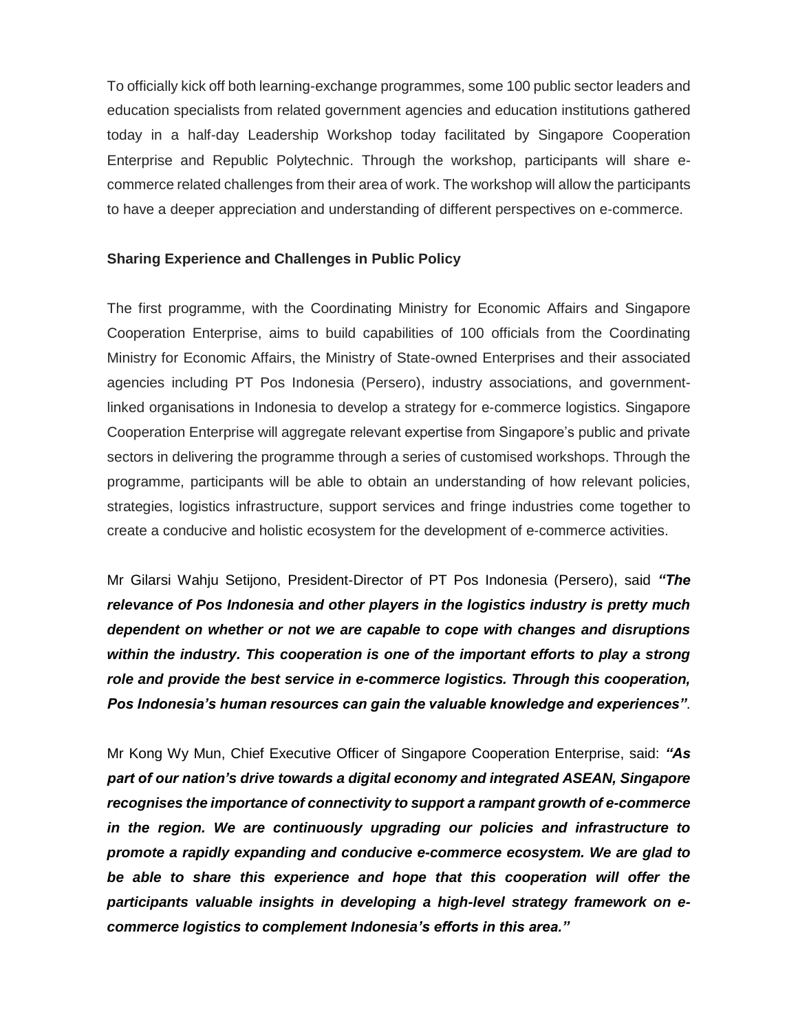To officially kick off both learning-exchange programmes, some 100 public sector leaders and education specialists from related government agencies and education institutions gathered today in a half-day Leadership Workshop today facilitated by Singapore Cooperation Enterprise and Republic Polytechnic. Through the workshop, participants will share e-commerce related challenges from their area of work. The workshop will allow the participants to have a deeper appreciation and understanding of different perspectives on e-commerce.

**Sharing Experience and Challenges in Public Policy**

The first programme, with the Coordinating Ministry for Economic Affairs and Singapore Cooperation Enterprise, aims to build capabilities of 100 officials from the Coordinating Ministry for Economic Affairs, the Ministry of State-owned Enterprises and their associated agencies including PT Pos Indonesia (Persero), industry associations, and government-linked organisations in Indonesia to develop a strategy for e-commerce logistics. Singapore Cooperation Enterprise will aggregate relevant expertise from Singapore's public and private sectors in delivering the programme through a series of customised workshops. Through the programme, participants will be able to obtain an understanding of how relevant policies, strategies, logistics infrastructure, support services and fringe industries come together to create a conducive and holistic ecosystem for the development of e-commerce activities.

Mr Gilarsi Wahju Setijono, President-Director of PT Pos Indonesia (Persero), said ***"The relevance of Pos Indonesia and other players in the logistics industry is pretty much dependent on whether or not we are capable to cope with changes and disruptions within the industry. This cooperation is one of the important efforts to play a strong role and provide the best service in e-commerce logistics. Through this cooperation, Pos Indonesia's human resources can gain the valuable knowledge and experiences"***.

Mr Kong Wy Mun, Chief Executive Officer of Singapore Cooperation Enterprise, said: ***"As part of our nation's drive towards a digital economy and integrated ASEAN, Singapore recognises the importance of connectivity to support a rampant growth of e-commerce in the region. We are continuously upgrading our policies and infrastructure to promote a rapidly expanding and conducive e-commerce ecosystem. We are glad to be able to share this experience and hope that this cooperation will offer the participants valuable insights in developing a high-level strategy framework on e-commerce logistics to complement Indonesia's efforts in this area."***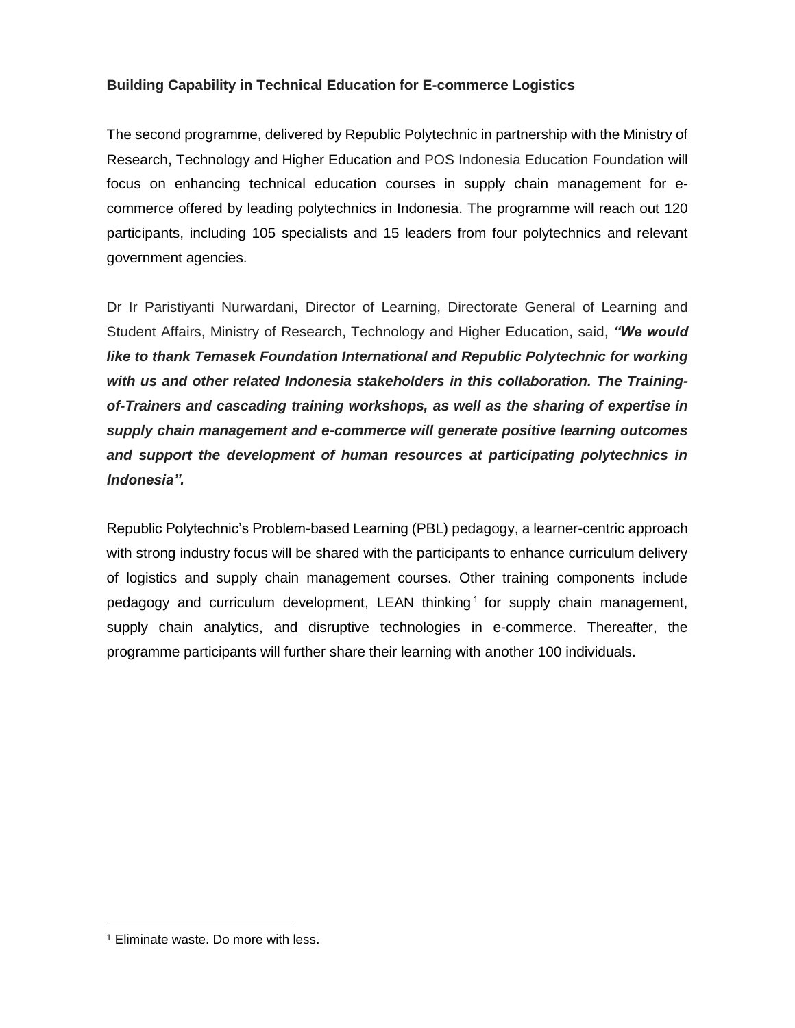**Building Capability in Technical Education for E-commerce Logistics**

The second programme, delivered by Republic Polytechnic in partnership with the Ministry of Research, Technology and Higher Education and POS Indonesia Education Foundation will focus on enhancing technical education courses in supply chain management for e-commerce offered by leading polytechnics in Indonesia. The programme will reach out 120 participants, including 105 specialists and 15 leaders from four polytechnics and relevant government agencies.

Dr Ir Paristiyanti Nurwardani, Director of Learning, Directorate General of Learning and Student Affairs, Ministry of Research, Technology and Higher Education, said, ***"We would like to thank Temasek Foundation International and Republic Polytechnic for working with us and other related Indonesia stakeholders in this collaboration. The Training-of-Trainers and cascading training workshops, as well as the sharing of expertise in supply chain management and e-commerce will generate positive learning outcomes and support the development of human resources at participating polytechnics in Indonesia".***

Republic Polytechnic's Problem-based Learning (PBL) pedagogy, a learner-centric approach with strong industry focus will be shared with the participants to enhance curriculum delivery of logistics and supply chain management courses. Other training components include pedagogy and curriculum development, LEAN thinking[1] for supply chain management, supply chain analytics, and disruptive technologies in e-commerce. Thereafter, the programme participants will further share their learning with another 100 individuals.

---

[1] Eliminate waste. Do more with less.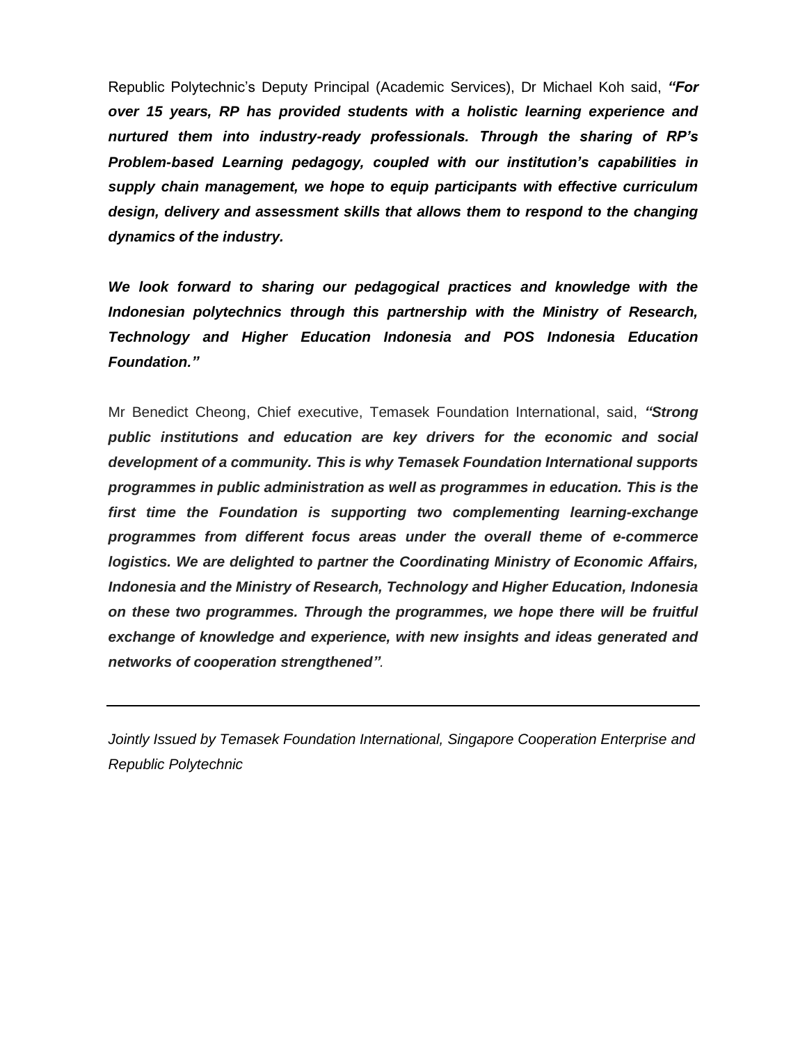Republic Polytechnic's Deputy Principal (Academic Services), Dr Michael Koh said, ***"For over 15 years, RP has provided students with a holistic learning experience and nurtured them into industry-ready professionals. Through the sharing of RP's Problem-based Learning pedagogy, coupled with our institution's capabilities in supply chain management, we hope to equip participants with effective curriculum design, delivery and assessment skills that allows them to respond to the changing dynamics of the industry.***

***We look forward to sharing our pedagogical practices and knowledge with the Indonesian polytechnics through this partnership with the Ministry of Research, Technology and Higher Education Indonesia and POS Indonesia Education Foundation."***

Mr Benedict Cheong, Chief executive, Temasek Foundation International, said, ***"Strong public institutions and education are key drivers for the economic and social development of a community. This is why Temasek Foundation International supports programmes in public administration as well as programmes in education. This is the first time the Foundation is supporting two complementing learning-exchange programmes from different focus areas under the overall theme of e-commerce logistics. We are delighted to partner the Coordinating Ministry of Economic Affairs, Indonesia and the Ministry of Research, Technology and Higher Education, Indonesia on these two programmes. Through the programmes, we hope there will be fruitful exchange of knowledge and experience, with new insights and ideas generated and networks of cooperation strengthened"***.

---

*Jointly Issued by Temasek Foundation International, Singapore Cooperation Enterprise and Republic Polytechnic*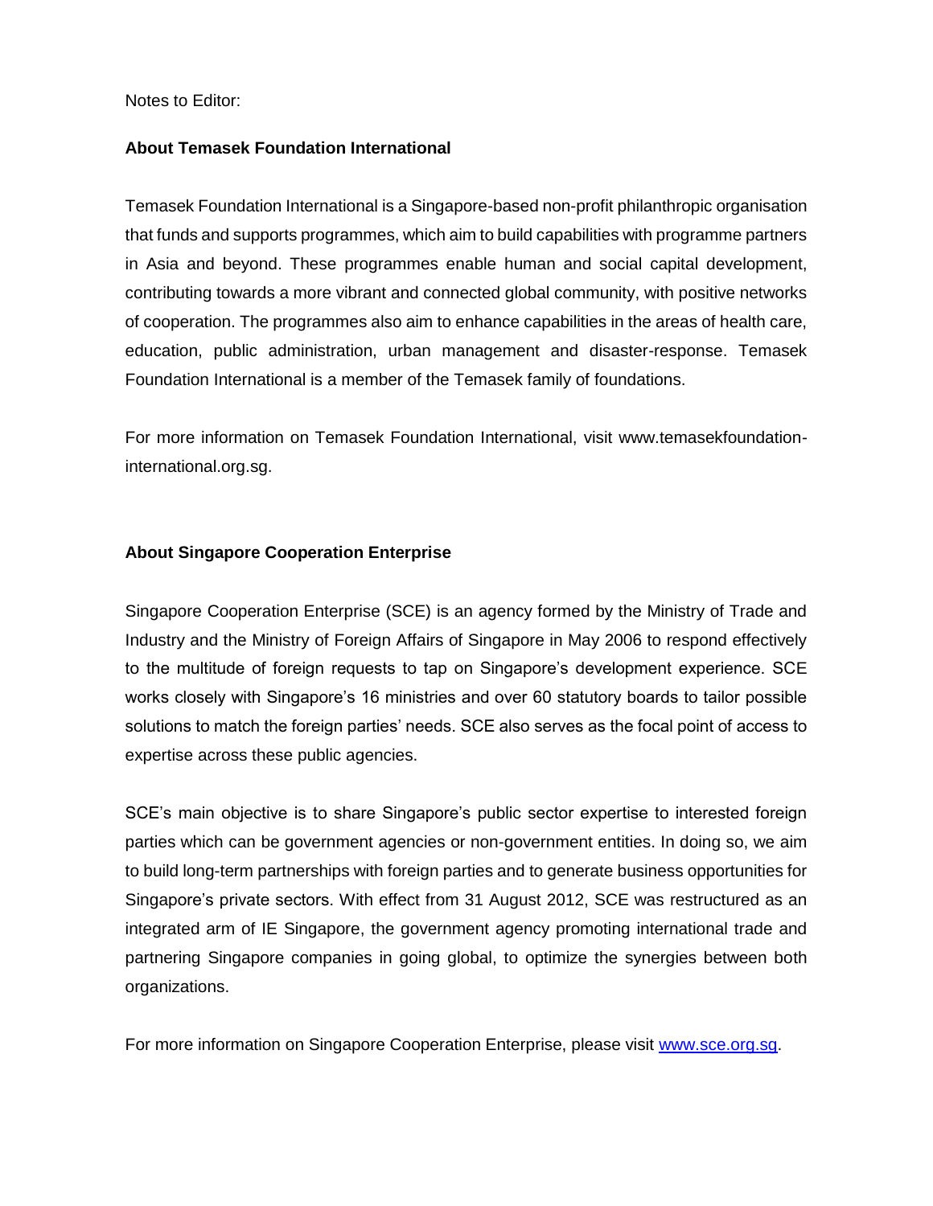Notes to Editor:

## About Temasek Foundation International

Temasek Foundation International is a Singapore-based non-profit philanthropic organisation that funds and supports programmes, which aim to build capabilities with programme partners in Asia and beyond. These programmes enable human and social capital development, contributing towards a more vibrant and connected global community, with positive networks of cooperation. The programmes also aim to enhance capabilities in the areas of health care, education, public administration, urban management and disaster-response. Temasek Foundation International is a member of the Temasek family of foundations.

For more information on Temasek Foundation International, visit www.temasekfoundation-international.org.sg.

## About Singapore Cooperation Enterprise

Singapore Cooperation Enterprise (SCE) is an agency formed by the Ministry of Trade and Industry and the Ministry of Foreign Affairs of Singapore in May 2006 to respond effectively to the multitude of foreign requests to tap on Singapore's development experience. SCE works closely with Singapore's 16 ministries and over 60 statutory boards to tailor possible solutions to match the foreign parties' needs. SCE also serves as the focal point of access to expertise across these public agencies.

SCE's main objective is to share Singapore's public sector expertise to interested foreign parties which can be government agencies or non-government entities. In doing so, we aim to build long-term partnerships with foreign parties and to generate business opportunities for Singapore's private sectors. With effect from 31 August 2012, SCE was restructured as an integrated arm of IE Singapore, the government agency promoting international trade and partnering Singapore companies in going global, to optimize the synergies between both organizations.

For more information on Singapore Cooperation Enterprise, please visit [www.sce.org.sg](www.sce.org.sg).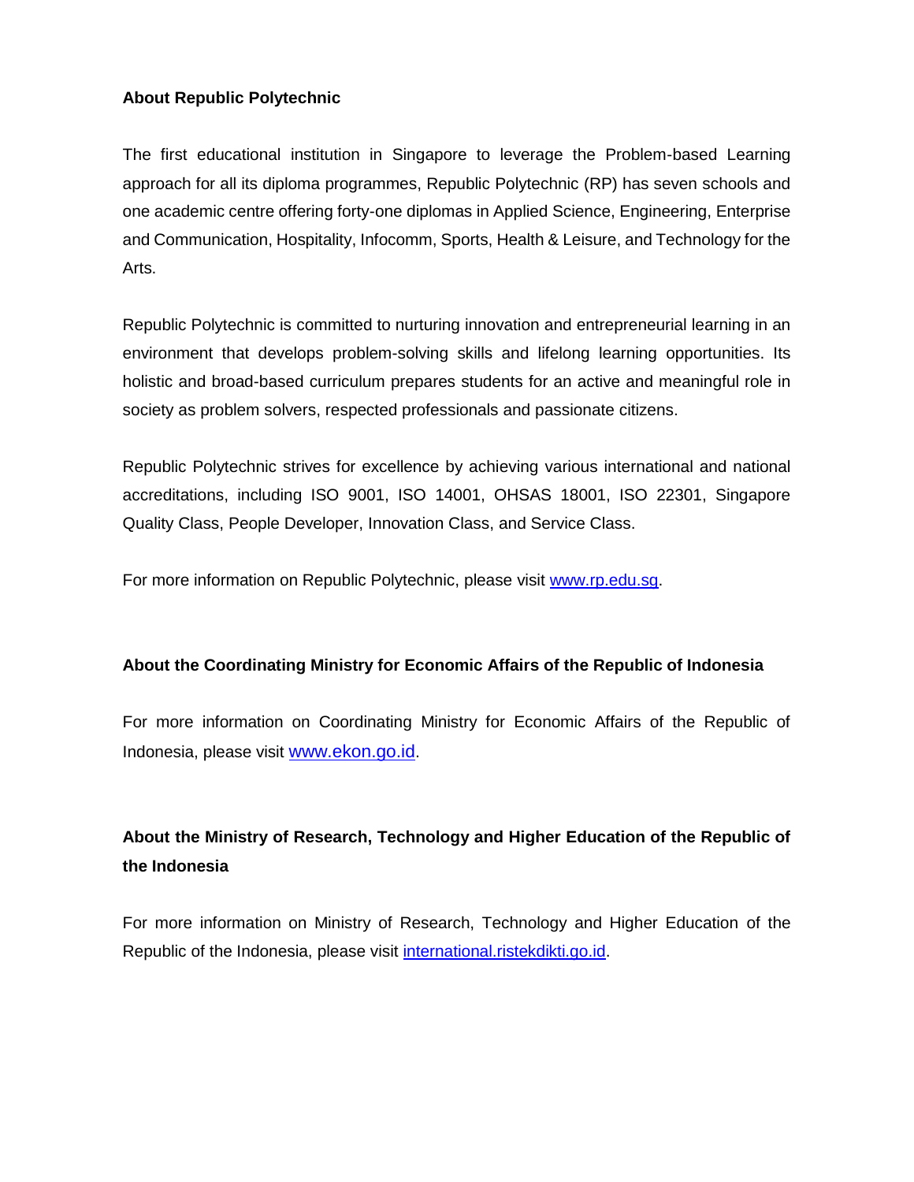**About Republic Polytechnic**

The first educational institution in Singapore to leverage the Problem-based Learning approach for all its diploma programmes, Republic Polytechnic (RP) has seven schools and one academic centre offering forty-one diplomas in Applied Science, Engineering, Enterprise and Communication, Hospitality, Infocomm, Sports, Health & Leisure, and Technology for the Arts.

Republic Polytechnic is committed to nurturing innovation and entrepreneurial learning in an environment that develops problem-solving skills and lifelong learning opportunities. Its holistic and broad-based curriculum prepares students for an active and meaningful role in society as problem solvers, respected professionals and passionate citizens.

Republic Polytechnic strives for excellence by achieving various international and national accreditations, including ISO 9001, ISO 14001, OHSAS 18001, ISO 22301, Singapore Quality Class, People Developer, Innovation Class, and Service Class.

For more information on Republic Polytechnic, please visit www.rp.edu.sg.

**About the Coordinating Ministry for Economic Affairs of the Republic of Indonesia**

For more information on Coordinating Ministry for Economic Affairs of the Republic of Indonesia, please visit www.ekon.go.id.

**About the Ministry of Research, Technology and Higher Education of the Republic of the Indonesia**

For more information on Ministry of Research, Technology and Higher Education of the Republic of the Indonesia, please visit international.ristekdikti.go.id.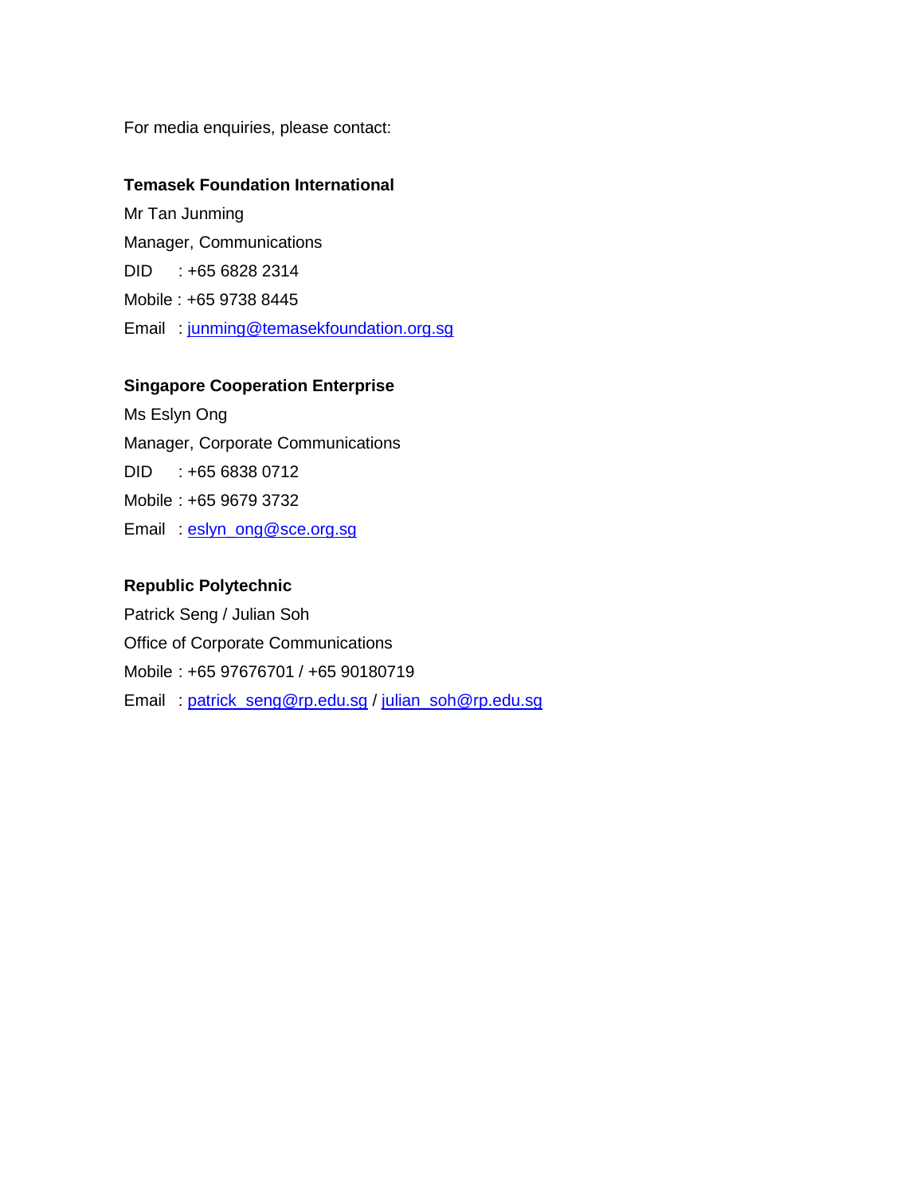For media enquiries, please contact:

**Temasek Foundation International**

Mr Tan Junming

Manager, Communications

DID : +65 6828 2314

Mobile : +65 9738 8445

Email : junming@temasekfoundation.org.sg

**Singapore Cooperation Enterprise**

Ms Eslyn Ong

Manager, Corporate Communications

DID : +65 6838 0712

Mobile : +65 9679 3732

Email : eslyn_ong@sce.org.sg

**Republic Polytechnic**

Patrick Seng / Julian Soh

Office of Corporate Communications

Mobile : +65 97676701 / +65 90180719

Email : patrick_seng@rp.edu.sg / julian_soh@rp.edu.sg